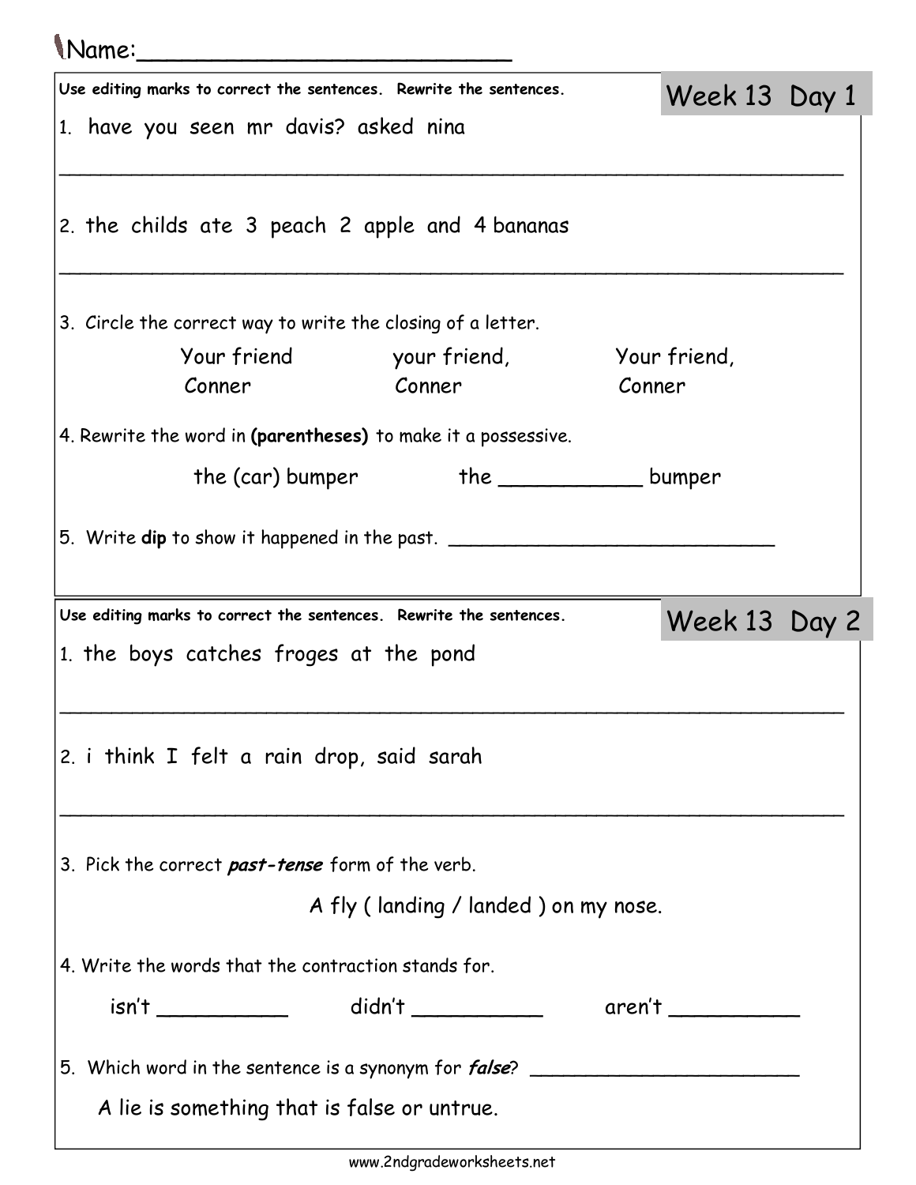Name:________________________

## Week 13 Day 1

**Use editing marks to correct the sentences. Rewrite the sentences.**

1. have you seen mr davis? asked nina

_______________________________________________________________

2. the childs ate 3 peach 2 apple and 4 bananas

_______________________________________________________________

3. Circle the correct way to write the closing of a letter.

| Your friend | your friend, | Your friend, |
|---|---|---|
| Conner | Conner | Conner |

4. Rewrite the word in **(parentheses)** to make it a possessive.

the (car) bumper the ___________ bumper

5. Write **dip** to show it happened in the past. ____________________________

## Week 13 Day 2

**Use editing marks to correct the sentences. Rewrite the sentences.**

1. the boys catches froges at the pond

_______________________________________________________________

2. i think I felt a rain drop, said sarah

_______________________________________________________________

3. Pick the correct ***past-tense*** form of the verb.

A fly ( landing / landed ) on my nose.

4. Write the words that the contraction stands for.

isn't __________ didn't __________ aren't __________

5. Which word in the sentence is a synonym for ***false***? ______________________

A lie is something that is false or untrue.

www.2ndgradeworksheets.net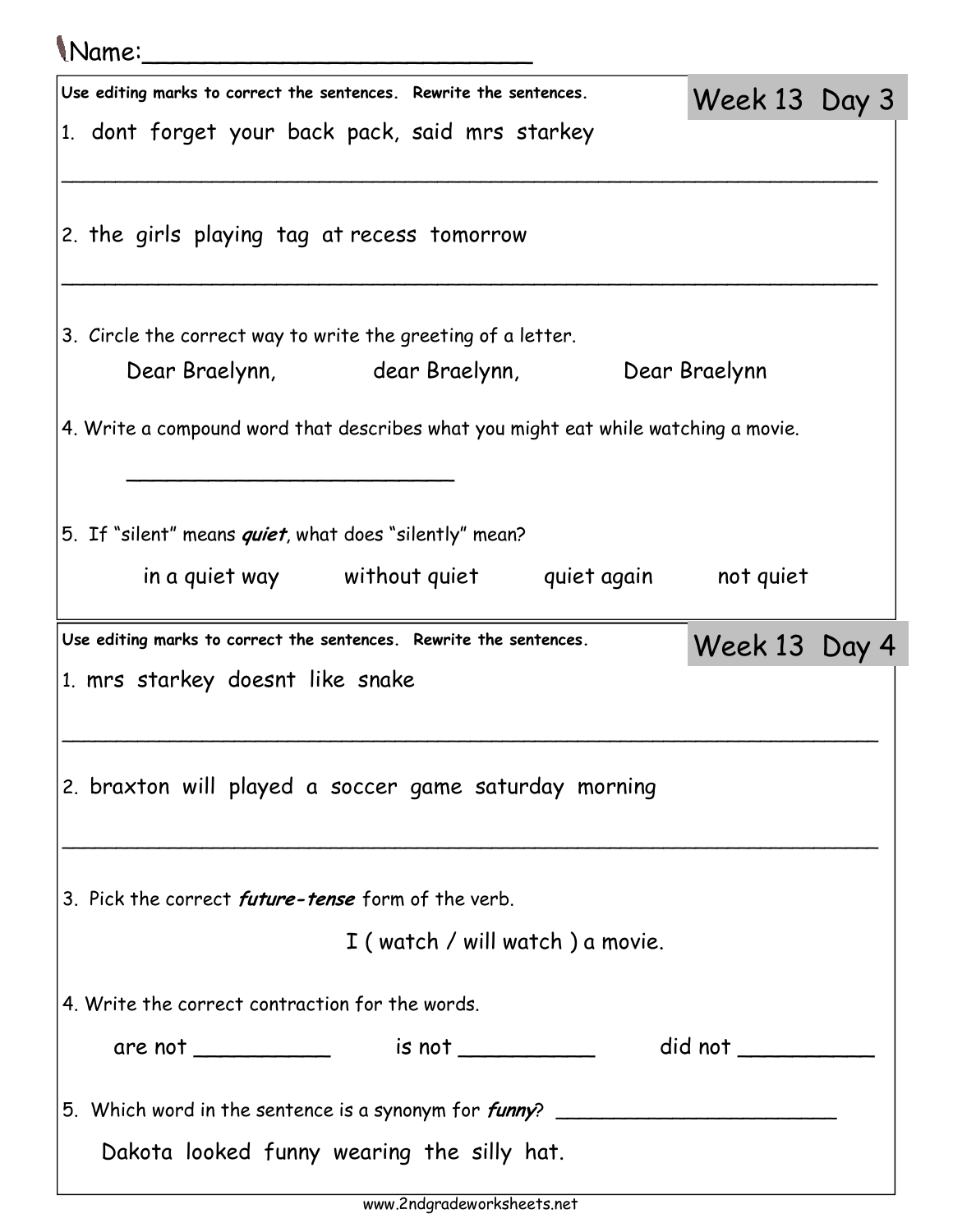Name:_________________________

## Week 13 Day 3

Use editing marks to correct the sentences. Rewrite the sentences.

1. dont forget your back pack, said mrs starkey

_______________________________________________________________

2. the girls playing tag at recess tomorrow

_______________________________________________________________

3. Circle the correct way to write the greeting of a letter.

   Dear Braelynn,    dear Braelynn,    Dear Braelynn

4. Write a compound word that describes what you might eat while watching a movie.

   _________________________

5. If "silent" means ***quiet***, what does "silently" mean?

   in a quiet way    without quiet    quiet again    not quiet

## Week 13 Day 4

Use editing marks to correct the sentences. Rewrite the sentences.

1. mrs starkey doesnt like snake

_______________________________________________________________

2. braxton will played a soccer game saturday morning

_______________________________________________________________

3. Pick the correct ***future-tense*** form of the verb.

   I ( watch / will watch ) a movie.

4. Write the correct contraction for the words.

   are not __________    is not __________    did not __________

5. Which word in the sentence is a synonym for ***funny***? ______________________

   Dakota looked funny wearing the silly hat.

www.2ndgradeworksheets.net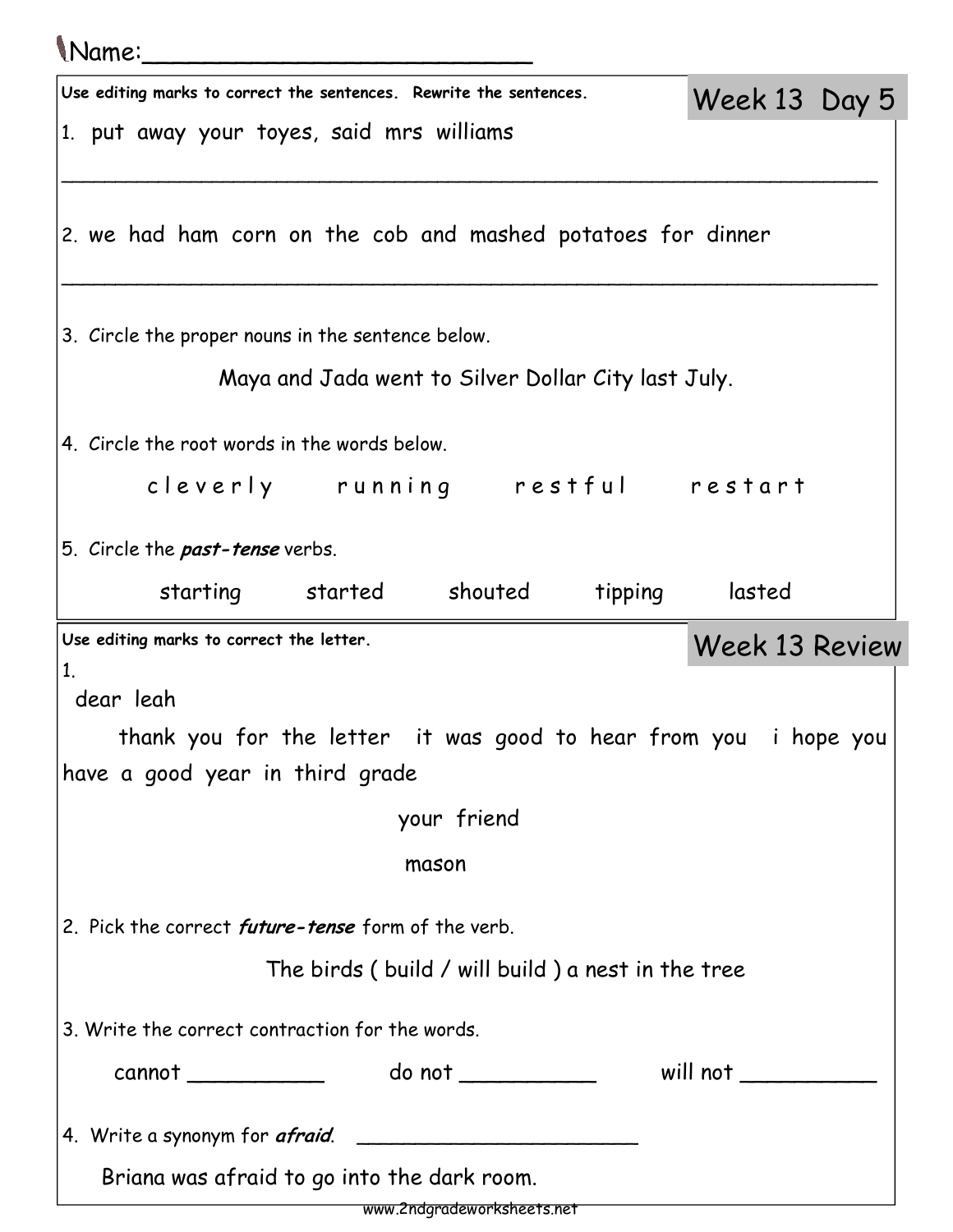Name:___________________________

## Week 13 Day 5

**Use editing marks to correct the sentences. Rewrite the sentences.**

1. put away your toyes, said mrs williams

_______________________________________________________________

2. we had ham corn on the cob and mashed potatoes for dinner

_______________________________________________________________

3. Circle the proper nouns in the sentence below.

Maya and Jada went to Silver Dollar City last July.

4. Circle the root words in the words below.

c l e v e r l y     r u n n i n g     r e s t f u l     r e s t a r t

5. Circle the ***past-tense*** verbs.

starting     started     shouted     tipping     lasted

## Week 13 Review

**Use editing marks to correct the letter.**

1.

dear leah

thank you for the letter  it was good to hear from you  i hope you have a good year in third grade

your friend

mason

2. Pick the correct ***future-tense*** form of the verb.

The birds ( build / will build ) a nest in the tree

3. Write the correct contraction for the words.

cannot __________     do not __________     will not __________

4. Write a synonym for ***afraid***. ______________________

Briana was afraid to go into the dark room.

www.2ndgradeworksheets.net